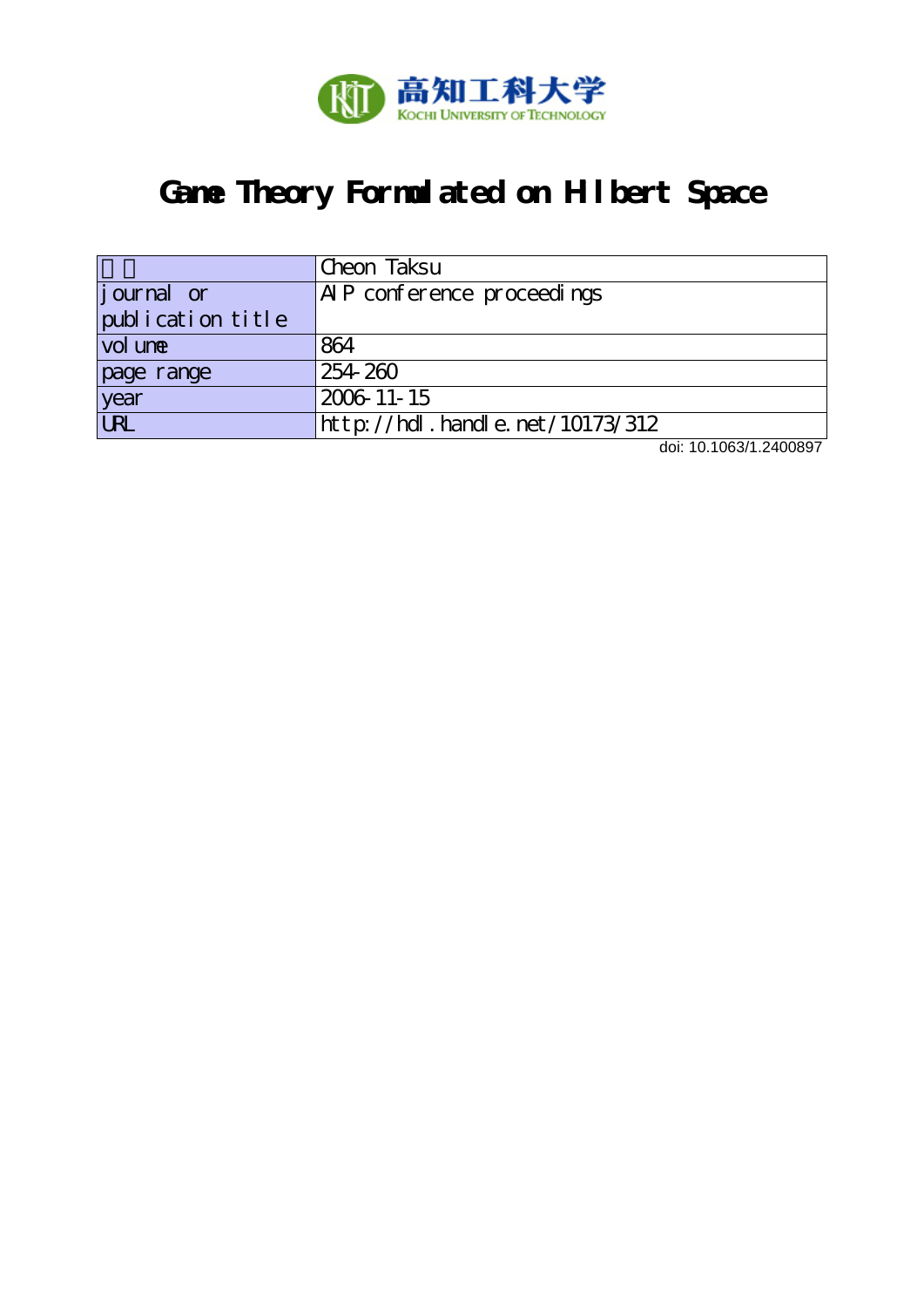高知工科大学
KOCHI UNIVERSITY OF TECHNOLOGY

# Game Theory Formulated on Hilbert Space

| 著者 | Cheon Taksu |
|---|---|
| journal or publication title | AIP conference proceedings |
| volume | 864 |
| page range | 254-260 |
| year | 2006-11-15 |
| URL | http://hdl.handle.net/10173/312 |

doi: 10.1063/1.2400897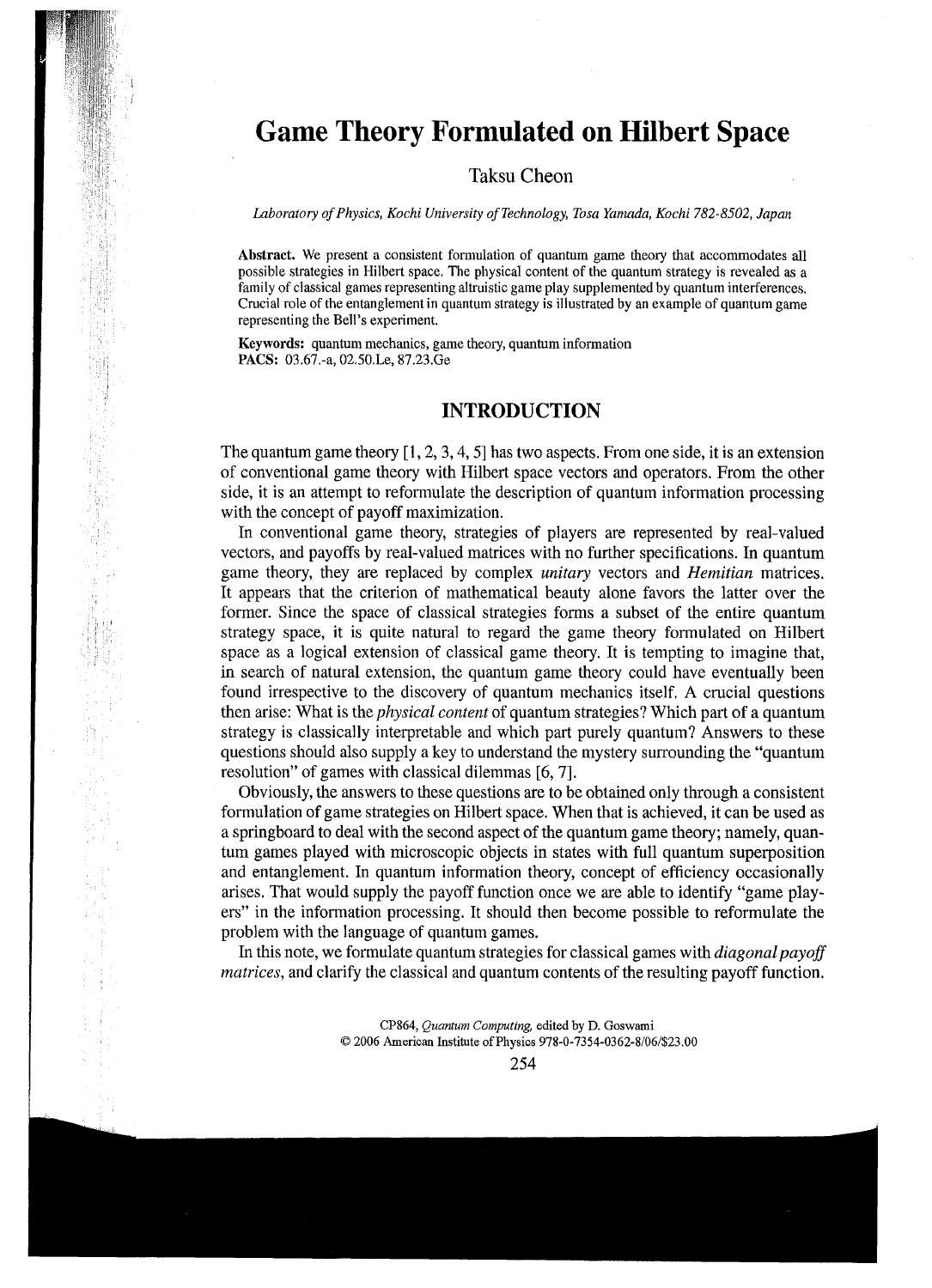# Game Theory Formulated on Hilbert Space

Taksu Cheon

*Laboratory of Physics, Kochi University of Technology, Tosa Yamada, Kochi 782-8502, Japan*

**Abstract.** We present a consistent formulation of quantum game theory that accommodates all possible strategies in Hilbert space. The physical content of the quantum strategy is revealed as a family of classical games representing altruistic game play supplemented by quantum interferences. Crucial role of the entanglement in quantum strategy is illustrated by an example of quantum game representing the Bell's experiment.

**Keywords:** quantum mechanics, game theory, quantum information
**PACS:** 03.67.-a, 02.50.Le, 87.23.Ge

## INTRODUCTION

The quantum game theory [1, 2, 3, 4, 5] has two aspects. From one side, it is an extension of conventional game theory with Hilbert space vectors and operators. From the other side, it is an attempt to reformulate the description of quantum information processing with the concept of payoff maximization.

In conventional game theory, strategies of players are represented by real-valued vectors, and payoffs by real-valued matrices with no further specifications. In quantum game theory, they are replaced by complex *unitary* vectors and *Hemitian* matrices. It appears that the criterion of mathematical beauty alone favors the latter over the former. Since the space of classical strategies forms a subset of the entire quantum strategy space, it is quite natural to regard the game theory formulated on Hilbert space as a logical extension of classical game theory. It is tempting to imagine that, in search of natural extension, the quantum game theory could have eventually been found irrespective to the discovery of quantum mechanics itself. A crucial questions then arise: What is the *physical content* of quantum strategies? Which part of a quantum strategy is classically interpretable and which part purely quantum? Answers to these questions should also supply a key to understand the mystery surrounding the "quantum resolution" of games with classical dilemmas [6, 7].

Obviously, the answers to these questions are to be obtained only through a consistent formulation of game strategies on Hilbert space. When that is achieved, it can be used as a springboard to deal with the second aspect of the quantum game theory; namely, quantum games played with microscopic objects in states with full quantum superposition and entanglement. In quantum information theory, concept of efficiency occasionally arises. That would supply the payoff function once we are able to identify "game players" in the information processing. It should then become possible to reformulate the problem with the language of quantum games.

In this note, we formulate quantum strategies for classical games with *diagonal payoff matrices*, and clarify the classical and quantum contents of the resulting payoff function.

CP864, *Quantum Computing*, edited by D. Goswami
© 2006 American Institute of Physics 978-0-7354-0362-8/06/$23.00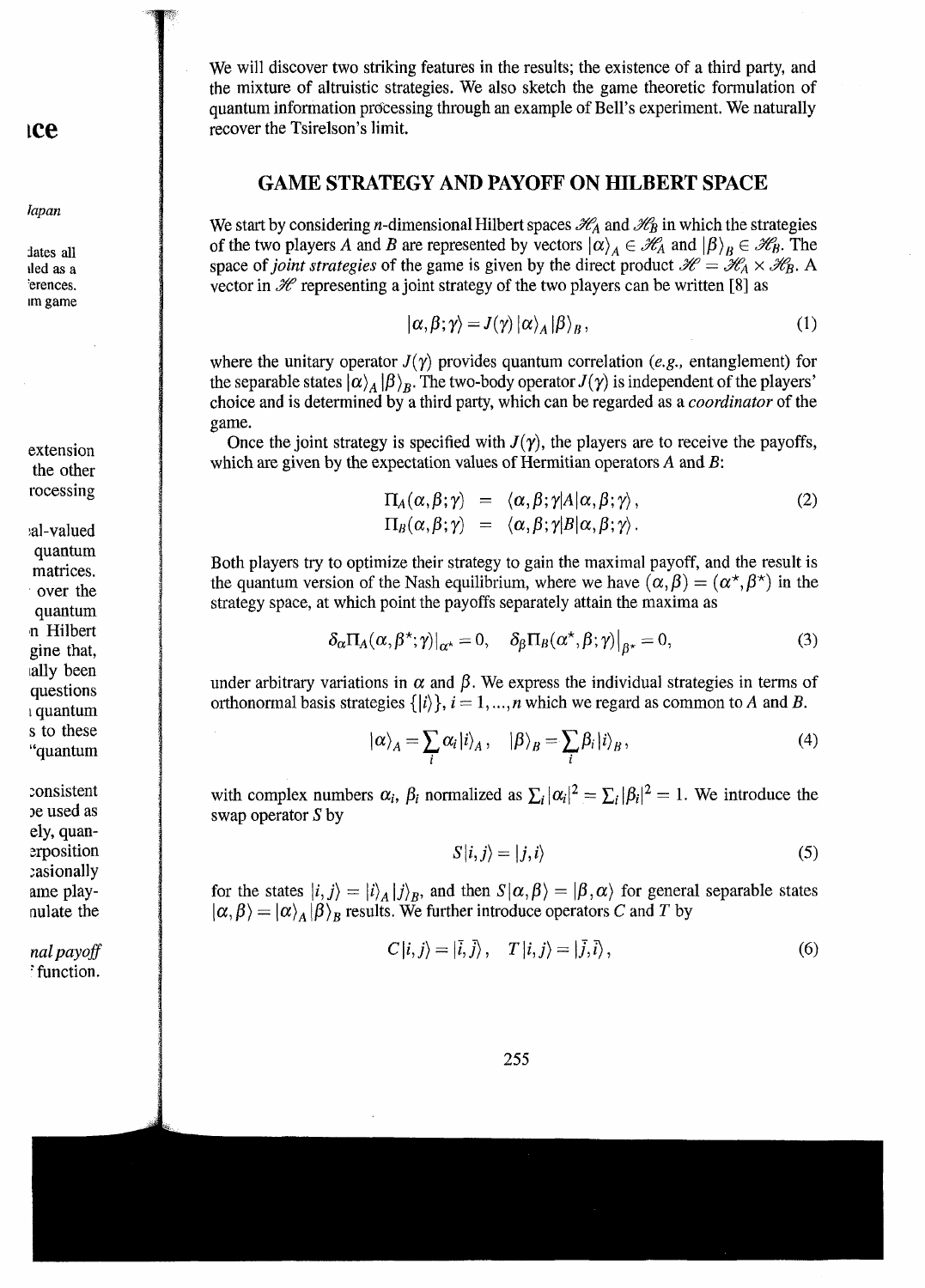We will discover two striking features in the results; the existence of a third party, and the mixture of altruistic strategies. We also sketch the game theoretic formulation of quantum information processing through an example of Bell's experiment. We naturally recover the Tsirelson's limit.

## GAME STRATEGY AND PAYOFF ON HILBERT SPACE

We start by considering $n$-dimensional Hilbert spaces $\mathscr{H}_A$ and $\mathscr{H}_B$ in which the strategies of the two players $A$ and $B$ are represented by vectors $|\alpha\rangle_A \in \mathscr{H}_A$ and $|\beta\rangle_B \in \mathscr{H}_B$. The space of *joint strategies* of the game is given by the direct product $\mathscr{H} = \mathscr{H}_A \times \mathscr{H}_B$. A vector in $\mathscr{H}$ representing a joint strategy of the two players can be written [8] as

$$|\alpha, \beta; \gamma\rangle = J(\gamma)\, |\alpha\rangle_A\, |\beta\rangle_B, \tag{1}$$

where the unitary operator $J(\gamma)$ provides quantum correlation (*e.g.*, entanglement) for the separable states $|\alpha\rangle_A |\beta\rangle_B$. The two-body operator $J(\gamma)$ is independent of the players' choice and is determined by a third party, which can be regarded as a *coordinator* of the game.

Once the joint strategy is specified with $J(\gamma)$, the players are to receive the payoffs, which are given by the expectation values of Hermitian operators $A$ and $B$:

$$\begin{aligned} \Pi_A(\alpha, \beta; \gamma) &= \langle \alpha, \beta; \gamma | A | \alpha, \beta; \gamma \rangle, \\ \Pi_B(\alpha, \beta; \gamma) &= \langle \alpha, \beta; \gamma | B | \alpha, \beta; \gamma \rangle. \end{aligned} \tag{2}$$

Both players try to optimize their strategy to gain the maximal payoff, and the result is the quantum version of the Nash equilibrium, where we have $(\alpha, \beta) = (\alpha^\star, \beta^\star)$ in the strategy space, at which point the payoffs separately attain the maxima as

$$\delta_\alpha \Pi_A(\alpha, \beta^\star; \gamma)|_{\alpha^\star} = 0, \quad \delta_\beta \Pi_B(\alpha^\star, \beta; \gamma)\big|_{\beta^\star} = 0, \tag{3}$$

under arbitrary variations in $\alpha$ and $\beta$. We express the individual strategies in terms of orthonormal basis strategies $\{|i\rangle\}$, $i = 1, ..., n$ which we regard as common to $A$ and $B$.

$$|\alpha\rangle_A = \sum_i \alpha_i |i\rangle_A, \quad |\beta\rangle_B = \sum_i \beta_i |i\rangle_B, \tag{4}$$

with complex numbers $\alpha_i$, $\beta_i$ normalized as $\sum_i |\alpha_i|^2 = \sum_i |\beta_i|^2 = 1$. We introduce the swap operator $S$ by

$$S|i, j\rangle = |j, i\rangle \tag{5}$$

for the states $|i, j\rangle = |i\rangle_A |j\rangle_B$, and then $S|\alpha, \beta\rangle = |\beta, \alpha\rangle$ for general separable states $|\alpha, \beta\rangle = |\alpha\rangle_A |\beta\rangle_B$ results. We further introduce operators $C$ and $T$ by

$$C|i, j\rangle = |\bar{i}, \bar{j}\rangle, \quad T|i, j\rangle = |\bar{j}, \bar{i}\rangle, \tag{6}$$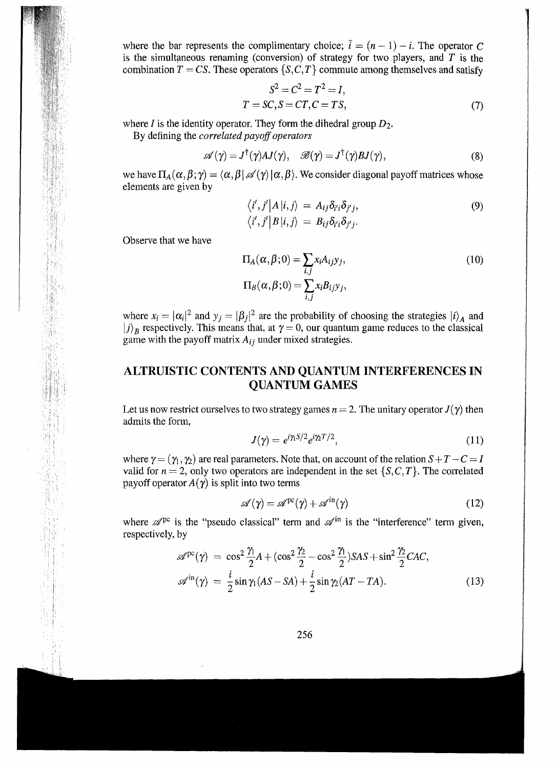where the bar represents the complimentary choice; $\bar{i} = (n-1) - i$. The operator $C$ is the simultaneous renaming (conversion) of strategy for two players, and $T$ is the combination $T = CS$. These operators $\{S, C, T\}$ commute among themselves and satisfy

$$
\begin{aligned}
S^2 = C^2 = T^2 = I, \\
T = SC, S = CT, C = TS,
\end{aligned} \tag{7}
$$

where $I$ is the identity operator. They form the dihedral group $D_2$.

By defining the *correlated payoff operators*

$$
\mathscr{A}(\gamma) = J^\dagger(\gamma) A J(\gamma), \quad \mathscr{B}(\gamma) = J^\dagger(\gamma) B J(\gamma), \tag{8}
$$

we have $\Pi_A(\alpha, \beta; \gamma) = \langle \alpha, \beta | \mathscr{A}(\gamma) | \alpha, \beta \rangle$. We consider diagonal payoff matrices whose elements are given by

$$
\begin{aligned}
\langle i', j' | A | i, j \rangle &= A_{ij} \delta_{i'i} \delta_{j'j}, \\
\langle i', j' | B | i, j \rangle &= B_{ij} \delta_{i'i} \delta_{j'j}.
\end{aligned} \tag{9}
$$

Observe that we have

$$
\begin{aligned}
\Pi_A(\alpha, \beta; 0) = \sum_{i,j} x_i A_{ij} y_j, \\
\Pi_B(\alpha, \beta; 0) = \sum_{i,j} x_i B_{ij} y_j,
\end{aligned} \tag{10}
$$

where $x_i = |\alpha_i|^2$ and $y_j = |\beta_j|^2$ are the probability of choosing the strategies $|i\rangle_A$ and $|j\rangle_B$ respectively. This means that, at $\gamma = 0$, our quantum game reduces to the classical game with the payoff matrix $A_{ij}$ under mixed strategies.

## ALTRUISTIC CONTENTS AND QUANTUM INTERFERENCES IN QUANTUM GAMES

Let us now restrict ourselves to two strategy games $n = 2$. The unitary operator $J(\gamma)$ then admits the form,

$$
J(\gamma) = e^{i\gamma_1 S/2} e^{i\gamma_2 T/2}, \tag{11}
$$

where $\gamma = (\gamma_1, \gamma_2)$ are real parameters. Note that, on account of the relation $S + T - C = I$ valid for $n = 2$, only two operators are independent in the set $\{S, C, T\}$. The correlated payoff operator $A(\gamma)$ is split into two terms

$$
\mathscr{A}(\gamma) = \mathscr{A}^{\rm pc}(\gamma) + \mathscr{A}^{\rm in}(\gamma) \tag{12}
$$

where $\mathscr{A}^{\rm pc}$ is the "pseudo classical" term and $\mathscr{A}^{\rm in}$ is the "interference" term given, respectively, by

$$
\begin{aligned}
\mathscr{A}^{\rm pc}(\gamma) &= \cos^2 \frac{\gamma_1}{2} A + (\cos^2 \frac{\gamma_2}{2} - \cos^2 \frac{\gamma_1}{2}) SAS + \sin^2 \frac{\gamma_2}{2} CAC, \\
\mathscr{A}^{\rm in}(\gamma) &= \frac{i}{2} \sin \gamma_1 (AS - SA) + \frac{i}{2} \sin \gamma_2 (AT - TA).
\end{aligned} \tag{13}
$$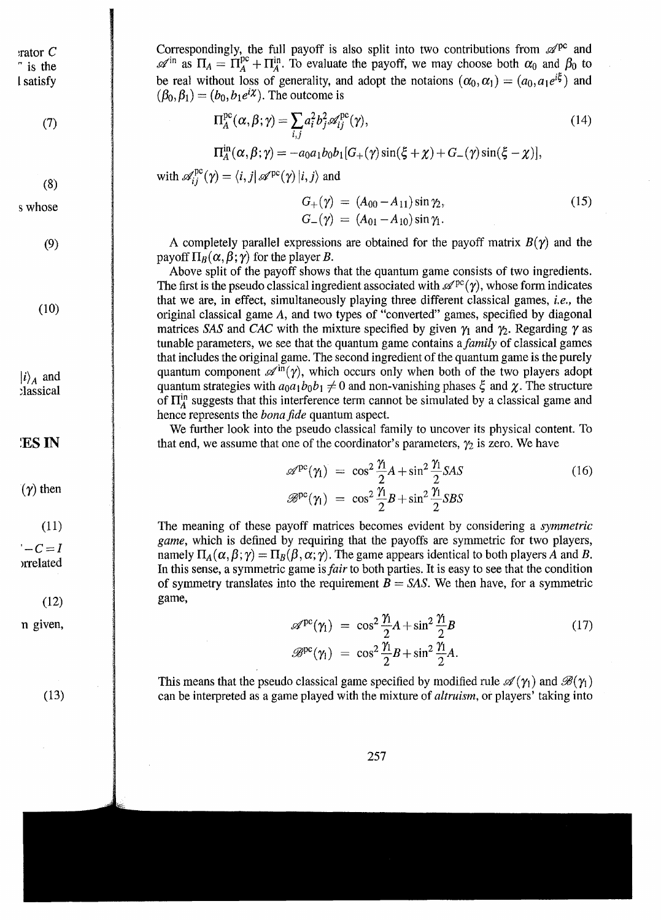Correspondingly, the full payoff is also split into two contributions from $\mathscr{A}^{\rm pc}$ and $\mathscr{A}^{\rm in}$ as $\Pi_A = \Pi_A^{\rm pc} + \Pi_A^{\rm in}$. To evaluate the payoff, we may choose both $\alpha_0$ and $\beta_0$ to be real without loss of generality, and adopt the notaions $(\alpha_0, \alpha_1) = (a_0, a_1 e^{i\xi})$ and $(\beta_0, \beta_1) = (b_0, b_1 e^{i\chi})$. The outcome is

$$
\begin{aligned}
\Pi_A^{\rm pc}(\alpha, \beta; \gamma) &= \sum_{i,j} a_i^2 b_j^2 \mathscr{A}_{ij}^{\rm pc}(\gamma), \\
\Pi_A^{\rm in}(\alpha, \beta; \gamma) &= -a_0 a_1 b_0 b_1 [G_+(\gamma) \sin(\xi + \chi) + G_-(\gamma) \sin(\xi - \chi)],
\end{aligned}
\tag{14}
$$

with $\mathscr{A}_{ij}^{\rm pc}(\gamma) = \langle i, j | \mathscr{A}^{\rm pc}(\gamma) | i, j \rangle$ and

$$
\begin{aligned}
G_+(\gamma) &= (A_{00} - A_{11}) \sin \gamma_2, \\
G_-(\gamma) &= (A_{01} - A_{10}) \sin \gamma_1.
\end{aligned}
\tag{15}
$$

A completely parallel expressions are obtained for the payoff matrix $B(\gamma)$ and the payoff $\Pi_B(\alpha, \beta; \gamma)$ for the player $B$.

Above split of the payoff shows that the quantum game consists of two ingredients. The first is the pseudo classical ingredient associated with $\mathscr{A}^{\rm pc}(\gamma)$, whose form indicates that we are, in effect, simultaneously playing three different classical games, *i.e.*, the original classical game $A$, and two types of "converted" games, specified by diagonal matrices $SAS$ and $CAC$ with the mixture specified by given $\gamma_1$ and $\gamma_2$. Regarding $\gamma$ as tunable parameters, we see that the quantum game contains a *family* of classical games that includes the original game. The second ingredient of the quantum game is the purely quantum component $\mathscr{A}^{\rm in}(\gamma)$, which occurs only when both of the two players adopt quantum strategies with $a_0 a_1 b_0 b_1 \neq 0$ and non-vanishing phases $\xi$ and $\chi$. The structure of $\Pi_A^{\rm in}$ suggests that this interference term cannot be simulated by a classical game and hence represents the *bona fide* quantum aspect.

We further look into the pseudo classical family to uncover its physical content. To that end, we assume that one of the coordinator's parameters, $\gamma_2$ is zero. We have

$$
\begin{aligned}
\mathscr{A}^{\rm pc}(\gamma_1) &= \cos^2 \frac{\gamma_1}{2} A + \sin^2 \frac{\gamma_1}{2} SAS \\
\mathscr{B}^{\rm pc}(\gamma_1) &= \cos^2 \frac{\gamma_1}{2} B + \sin^2 \frac{\gamma_1}{2} SBS
\end{aligned}
\tag{16}
$$

The meaning of these payoff matrices becomes evident by considering a *symmetric game*, which is defined by requiring that the payoffs are symmetric for two players, namely $\Pi_A(\alpha, \beta; \gamma) = \Pi_B(\beta, \alpha; \gamma)$. The game appears identical to both players $A$ and $B$. In this sense, a symmetric game is *fair* to both parties. It is easy to see that the condition of symmetry translates into the requirement $B = SAS$. We then have, for a symmetric game,

$$
\begin{aligned}
\mathscr{A}^{\rm pc}(\gamma_1) &= \cos^2 \frac{\gamma_1}{2} A + \sin^2 \frac{\gamma_1}{2} B \\
\mathscr{B}^{\rm pc}(\gamma_1) &= \cos^2 \frac{\gamma_1}{2} B + \sin^2 \frac{\gamma_1}{2} A.
\end{aligned}
\tag{17}
$$

This means that the pseudo classical game specified by modified rule $\mathscr{A}(\gamma_1)$ and $\mathscr{B}(\gamma_1)$ can be interpreted as a game played with the mixture of *altruism*, or players' taking into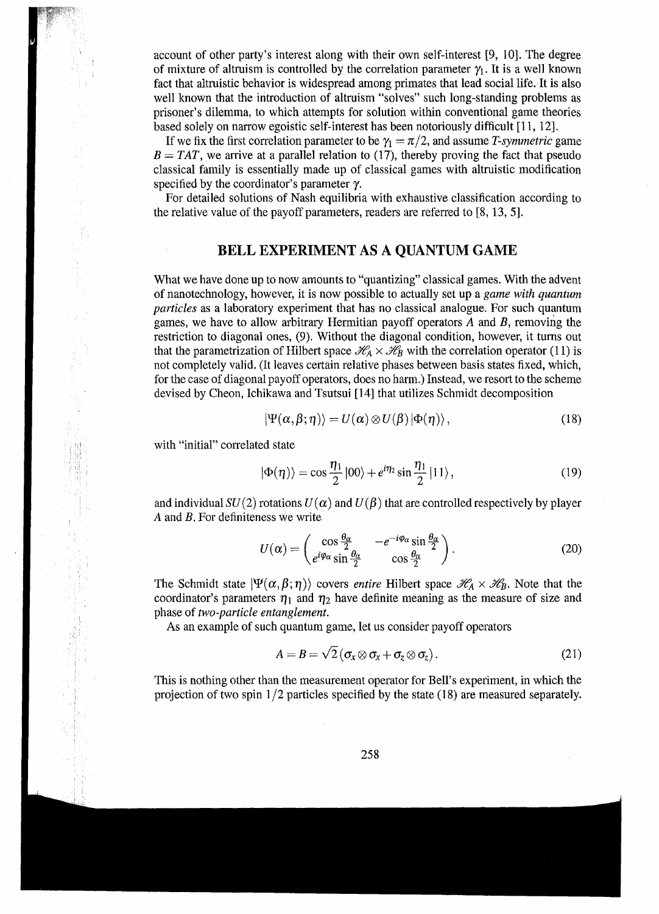account of other party's interest along with their own self-interest [9, 10]. The degree of mixture of altruism is controlled by the correlation parameter $\gamma_1$. It is a well known fact that altruistic behavior is widespread among primates that lead social life. It is also well known that the introduction of altruism "solves" such long-standing problems as prisoner's dilemma, to which attempts for solution within conventional game theories based solely on narrow egoistic self-interest has been notoriously difficult [11, 12].

If we fix the first correlation parameter to be $\gamma_1 = \pi/2$, and assume *T-symmetric* game $B = TAT$, we arrive at a parallel relation to (17), thereby proving the fact that pseudo classical family is essentially made up of classical games with altruistic modification specified by the coordinator's parameter $\gamma$.

For detailed solutions of Nash equilibria with exhaustive classification according to the relative value of the payoff parameters, readers are referred to [8, 13, 5].

## BELL EXPERIMENT AS A QUANTUM GAME

What we have done up to now amounts to "quantizing" classical games. With the advent of nanotechnology, however, it is now possible to actually set up a *game with quantum particles* as a laboratory experiment that has no classical analogue. For such quantum games, we have to allow arbitrary Hermitian payoff operators $A$ and $B$, removing the restriction to diagonal ones, (9). Without the diagonal condition, however, it turns out that the parametrization of Hilbert space $\mathcal{H}_A \times \mathcal{H}_B$ with the correlation operator (11) is not completely valid. (It leaves certain relative phases between basis states fixed, which, for the case of diagonal payoff operators, does no harm.) Instead, we resort to the scheme devised by Cheon, Ichikawa and Tsutsui [14] that utilizes Schmidt decomposition

$$|\Psi(\alpha,\beta;\eta)\rangle = U(\alpha)\otimes U(\beta)\,|\Phi(\eta)\rangle, \tag{18}$$

with "initial" correlated state

$$|\Phi(\eta)\rangle = \cos\frac{\eta_1}{2}\,|00\rangle + e^{i\eta_2}\sin\frac{\eta_1}{2}\,|11\rangle, \tag{19}$$

and individual $SU(2)$ rotations $U(\alpha)$ and $U(\beta)$ that are controlled respectively by player $A$ and $B$. For definiteness we write

$$U(\alpha) = \begin{pmatrix} \cos\frac{\theta_\alpha}{2} & -e^{-i\varphi_\alpha}\sin\frac{\theta_\alpha}{2} \\ e^{i\varphi_\alpha}\sin\frac{\theta_\alpha}{2} & \cos\frac{\theta_\alpha}{2} \end{pmatrix}. \tag{20}$$

The Schmidt state $|\Psi(\alpha,\beta;\eta)\rangle$ covers *entire* Hilbert space $\mathcal{H}_A \times \mathcal{H}_B$. Note that the coordinator's parameters $\eta_1$ and $\eta_2$ have definite meaning as the measure of size and phase of *two-particle entanglement.*

As an example of such quantum game, let us consider payoff operators

$$A = B = \sqrt{2}\,(\sigma_x\otimes\sigma_x + \sigma_z\otimes\sigma_z). \tag{21}$$

This is nothing other than the measurement operator for Bell's experiment, in which the projection of two spin 1/2 particles specified by the state (18) are measured separately.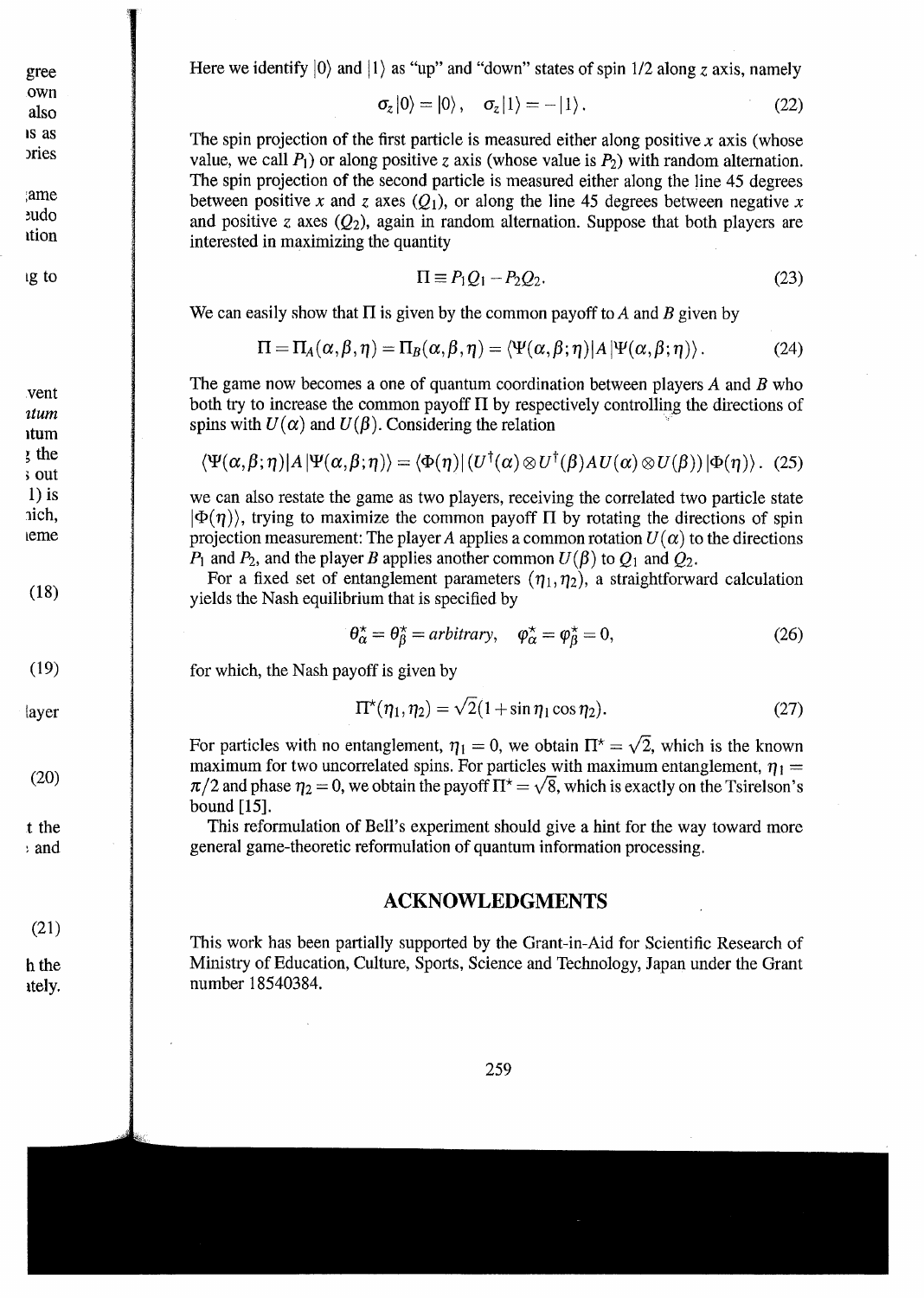Here we identify $|0\rangle$ and $|1\rangle$ as "up" and "down" states of spin 1/2 along $z$ axis, namely

$$\sigma_z|0\rangle = |0\rangle, \quad \sigma_z|1\rangle = -|1\rangle. \tag{22}$$

The spin projection of the first particle is measured either along positive $x$ axis (whose value, we call $P_1$) or along positive $z$ axis (whose value is $P_2$) with random alternation. The spin projection of the second particle is measured either along the line 45 degrees between positive $x$ and $z$ axes ($Q_1$), or along the line 45 degrees between negative $x$ and positive $z$ axes ($Q_2$), again in random alternation. Suppose that both players are interested in maximizing the quantity

$$\Pi \equiv P_1 Q_1 - P_2 Q_2. \tag{23}$$

We can easily show that $\Pi$ is given by the common payoff to $A$ and $B$ given by

$$\Pi = \Pi_A(\alpha, \beta, \eta) = \Pi_B(\alpha, \beta, \eta) = \langle \Psi(\alpha, \beta; \eta)| A |\Psi(\alpha, \beta; \eta)\rangle. \tag{24}$$

The game now becomes a one of quantum coordination between players $A$ and $B$ who both try to increase the common payoff $\Pi$ by respectively controlling the directions of spins with $U(\alpha)$ and $U(\beta)$. Considering the relation

$$\langle \Psi(\alpha, \beta; \eta)| A |\Psi(\alpha, \beta; \eta)\rangle = \langle \Phi(\eta)| \left(U^\dagger(\alpha) \otimes U^\dagger(\beta) A U(\alpha) \otimes U(\beta)\right) |\Phi(\eta)\rangle. \tag{25}$$

we can also restate the game as two players, receiving the correlated two particle state $|\Phi(\eta)\rangle$, trying to maximize the common payoff $\Pi$ by rotating the directions of spin projection measurement: The player $A$ applies a common rotation $U(\alpha)$ to the directions $P_1$ and $P_2$, and the player $B$ applies another common $U(\beta)$ to $Q_1$ and $Q_2$.

For a fixed set of entanglement parameters $(\eta_1, \eta_2)$, a straightforward calculation yields the Nash equilibrium that is specified by

$$\theta_\alpha^\star = \theta_\beta^\star = arbitrary, \quad \varphi_\alpha^\star = \varphi_\beta^\star = 0, \tag{26}$$

for which, the Nash payoff is given by

$$\Pi^\star(\eta_1, \eta_2) = \sqrt{2}(1 + \sin\eta_1 \cos\eta_2). \tag{27}$$

For particles with no entanglement, $\eta_1 = 0$, we obtain $\Pi^\star = \sqrt{2}$, which is the known maximum for two uncorrelated spins. For particles with maximum entanglement, $\eta_1 = \pi/2$ and phase $\eta_2 = 0$, we obtain the payoff $\Pi^\star = \sqrt{8}$, which is exactly on the Tsirelson's bound [15].

This reformulation of Bell's experiment should give a hint for the way toward more general game-theoretic reformulation of quantum information processing.

## ACKNOWLEDGMENTS

This work has been partially supported by the Grant-in-Aid for Scientific Research of Ministry of Education, Culture, Sports, Science and Technology, Japan under the Grant number 18540384.